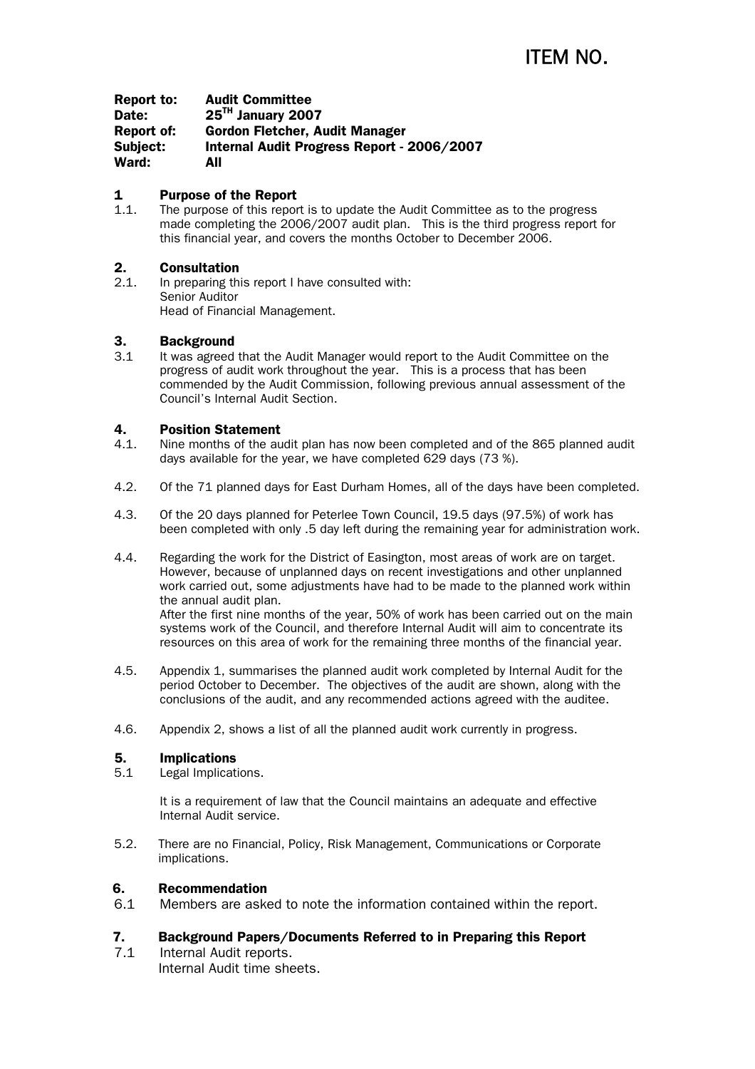# ITEM NO.

**Report to:** **Audit Committee**
**Date:** **25TH January 2007**
**Report of:** **Gordon Fletcher, Audit Manager**
**Subject:** **Internal Audit Progress Report - 2006/2007**
**Ward:** **All**

## 1 Purpose of the Report

1.1. The purpose of this report is to update the Audit Committee as to the progress made completing the 2006/2007 audit plan. This is the third progress report for this financial year, and covers the months October to December 2006.

## 2. Consultation

2.1. In preparing this report I have consulted with:
Senior Auditor
Head of Financial Management.

## 3. Background

3.1 It was agreed that the Audit Manager would report to the Audit Committee on the progress of audit work throughout the year. This is a process that has been commended by the Audit Commission, following previous annual assessment of the Council's Internal Audit Section.

## 4. Position Statement

4.1. Nine months of the audit plan has now been completed and of the 865 planned audit days available for the year, we have completed 629 days (73 %).

4.2. Of the 71 planned days for East Durham Homes, all of the days have been completed.

4.3. Of the 20 days planned for Peterlee Town Council, 19.5 days (97.5%) of work has been completed with only .5 day left during the remaining year for administration work.

4.4. Regarding the work for the District of Easington, most areas of work are on target. However, because of unplanned days on recent investigations and other unplanned work carried out, some adjustments have had to be made to the planned work within the annual audit plan.
After the first nine months of the year, 50% of work has been carried out on the main systems work of the Council, and therefore Internal Audit will aim to concentrate its resources on this area of work for the remaining three months of the financial year.

4.5. Appendix 1, summarises the planned audit work completed by Internal Audit for the period October to December. The objectives of the audit are shown, along with the conclusions of the audit, and any recommended actions agreed with the auditee.

4.6. Appendix 2, shows a list of all the planned audit work currently in progress.

## 5. Implications

5.1 Legal Implications.

It is a requirement of law that the Council maintains an adequate and effective Internal Audit service.

5.2. There are no Financial, Policy, Risk Management, Communications or Corporate implications.

## 6. Recommendation

6.1 Members are asked to note the information contained within the report.

## 7. Background Papers/Documents Referred to in Preparing this Report

7.1 Internal Audit reports.
Internal Audit time sheets.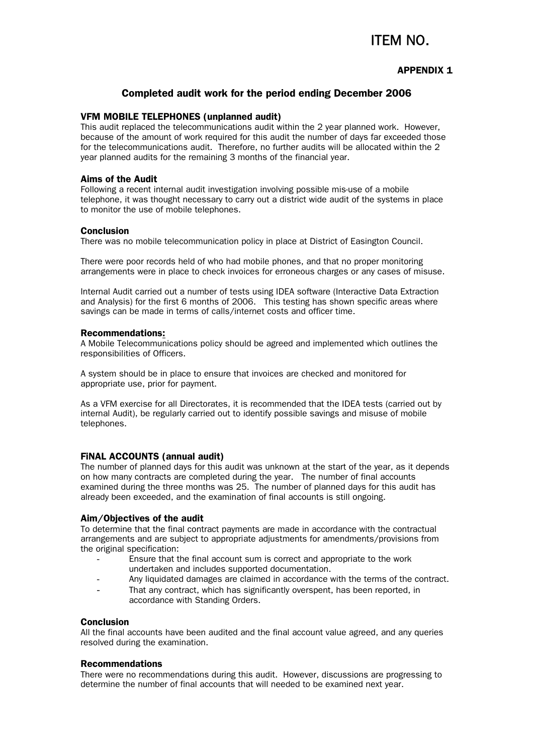ITEM NO.

**APPENDIX 1**

## Completed audit work for the period ending December 2006

### VFM MOBILE TELEPHONES (unplanned audit)

This audit replaced the telecommunications audit within the 2 year planned work. However, because of the amount of work required for this audit the number of days far exceeded those for the telecommunications audit. Therefore, no further audits will be allocated within the 2 year planned audits for the remaining 3 months of the financial year.

### Aims of the Audit

Following a recent internal audit investigation involving possible mis-use of a mobile telephone, it was thought necessary to carry out a district wide audit of the systems in place to monitor the use of mobile telephones.

### Conclusion

There was no mobile telecommunication policy in place at District of Easington Council.

There were poor records held of who had mobile phones, and that no proper monitoring arrangements were in place to check invoices for erroneous charges or any cases of misuse.

Internal Audit carried out a number of tests using IDEA software (Interactive Data Extraction and Analysis) for the first 6 months of 2006. This testing has shown specific areas where savings can be made in terms of calls/internet costs and officer time.

### Recommendations:

A Mobile Telecommunications policy should be agreed and implemented which outlines the responsibilities of Officers.

A system should be in place to ensure that invoices are checked and monitored for appropriate use, prior for payment.

As a VFM exercise for all Directorates, it is recommended that the IDEA tests (carried out by internal Audit), be regularly carried out to identify possible savings and misuse of mobile telephones.

### FiNAL ACCOUNTS (annual audit)

The number of planned days for this audit was unknown at the start of the year, as it depends on how many contracts are completed during the year. The number of final accounts examined during the three months was 25. The number of planned days for this audit has already been exceeded, and the examination of final accounts is still ongoing.

### Aim/Objectives of the audit

To determine that the final contract payments are made in accordance with the contractual arrangements and are subject to appropriate adjustments for amendments/provisions from the original specification:

- Ensure that the final account sum is correct and appropriate to the work undertaken and includes supported documentation.
- Any liquidated damages are claimed in accordance with the terms of the contract.
- That any contract, which has significantly overspent, has been reported, in accordance with Standing Orders.

### Conclusion

All the final accounts have been audited and the final account value agreed, and any queries resolved during the examination.

### Recommendations

There were no recommendations during this audit. However, discussions are progressing to determine the number of final accounts that will needed to be examined next year.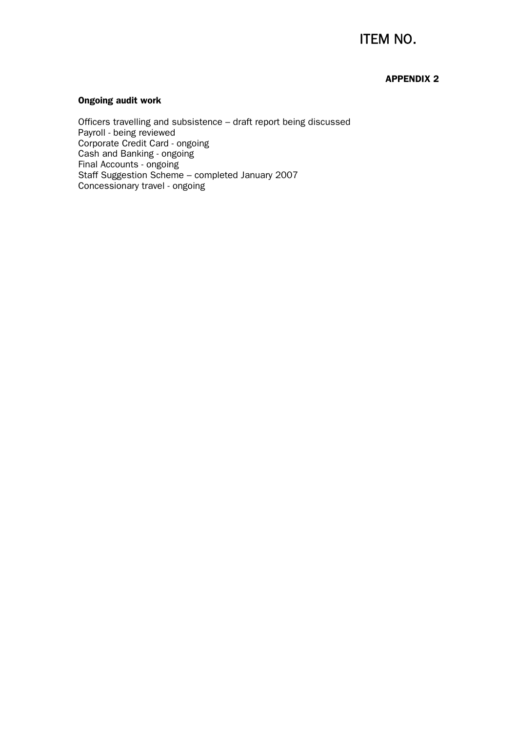ITEM NO.

**APPENDIX 2**

**Ongoing audit work**

Officers travelling and subsistence – draft report being discussed
Payroll - being reviewed
Corporate Credit Card - ongoing
Cash and Banking - ongoing
Final Accounts - ongoing
Staff Suggestion Scheme – completed January 2007
Concessionary travel - ongoing